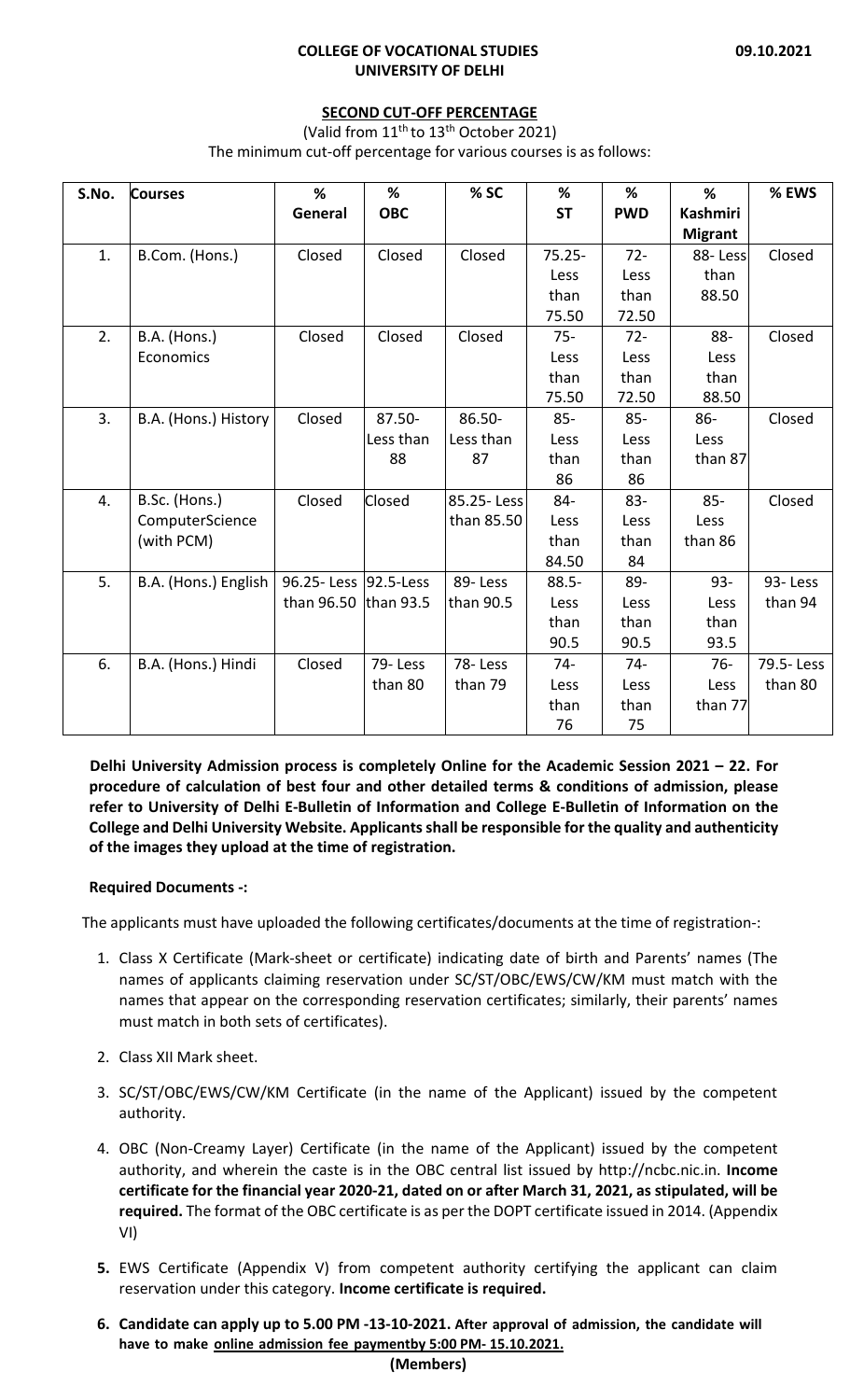**COLLEGE OF VOCATIONAL STUDIES**
**UNIVERSITY OF DELHI**

**09.10.2021**

**SECOND CUT-OFF PERCENTAGE**

(Valid from 11th to 13th October 2021)

The minimum cut-off percentage for various courses is as follows:

| S.No. | Courses | % General | % OBC | % SC | % ST | % PWD | % Kashmiri Migrant | % EWS |
|---|---|---|---|---|---|---|---|---|
| 1. | B.Com. (Hons.) | Closed | Closed | Closed | 75.25- Less than 75.50 | 72- Less than 72.50 | 88- Less than 88.50 | Closed |
| 2. | B.A. (Hons.) Economics | Closed | Closed | Closed | 75- Less than 75.50 | 72- Less than 72.50 | 88- Less than 88.50 | Closed |
| 3. | B.A. (Hons.) History | Closed | 87.50- Less than 88 | 86.50- Less than 87 | 85- Less than 86 | 85- Less than 86 | 86- Less than 87 | Closed |
| 4. | B.Sc. (Hons.) ComputerScience (with PCM) | Closed | Closed | 85.25- Less than 85.50 | 84- Less than 84.50 | 83- Less than 84 | 85- Less than 86 | Closed |
| 5. | B.A. (Hons.) English | 96.25- Less than 96.50 | 92.5-Less than 93.5 | 89- Less than 90.5 | 88.5- Less than 90.5 | 89- Less than 90.5 | 93- Less than 93.5 | 93- Less than 94 |
| 6. | B.A. (Hons.) Hindi | Closed | 79- Less than 80 | 78- Less than 79 | 74- Less than 76 | 74- Less than 75 | 76- Less than 77 | 79.5- Less than 80 |

**Delhi University Admission process is completely Online for the Academic Session 2021 – 22. For procedure of calculation of best four and other detailed terms & conditions of admission, please refer to University of Delhi E-Bulletin of Information and College E-Bulletin of Information on the College and Delhi University Website. Applicants shall be responsible for the quality and authenticity of the images they upload at the time of registration.**

**Required Documents -:**

The applicants must have uploaded the following certificates/documents at the time of registration-:

1. Class X Certificate (Mark-sheet or certificate) indicating date of birth and Parents' names (The names of applicants claiming reservation under SC/ST/OBC/EWS/CW/KM must match with the names that appear on the corresponding reservation certificates; similarly, their parents' names must match in both sets of certificates).
2. Class XII Mark sheet.
3. SC/ST/OBC/EWS/CW/KM Certificate (in the name of the Applicant) issued by the competent authority.
4. OBC (Non-Creamy Layer) Certificate (in the name of the Applicant) issued by the competent authority, and wherein the caste is in the OBC central list issued by http://ncbc.nic.in. **Income certificate for the financial year 2020-21, dated on or after March 31, 2021, as stipulated, will be required.** The format of the OBC certificate is as per the DOPT certificate issued in 2014. (Appendix VI)
5. EWS Certificate (Appendix V) from competent authority certifying the applicant can claim reservation under this category. **Income certificate is required.**
6. **Candidate can apply up to 5.00 PM -13-10-2021. After approval of admission, the candidate will have to make online admission fee paymentby 5:00 PM- 15.10.2021.**

**(Members)**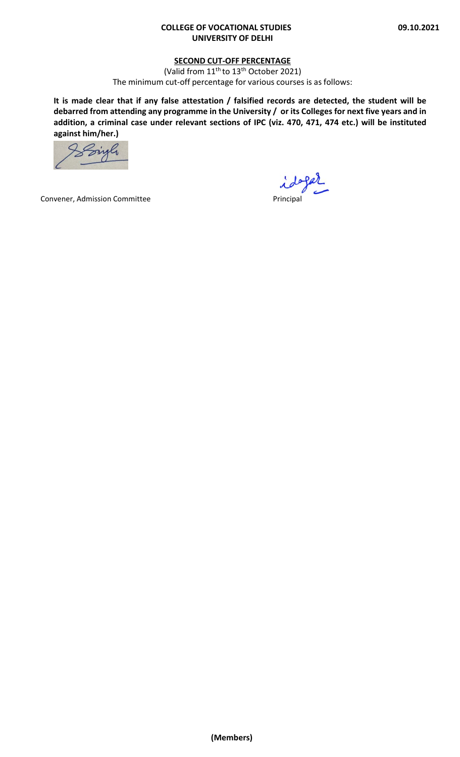**COLLEGE OF VOCATIONAL STUDIES**
**UNIVERSITY OF DELHI**

**09.10.2021**

**SECOND CUT-OFF PERCENTAGE**

(Valid from 11th to 13th October 2021)

The minimum cut-off percentage for various courses is as follows:

**It is made clear that if any false attestation / falsified records are detected, the student will be debarred from attending any programme in the University / or its Colleges for next five years and in addition, a criminal case under relevant sections of IPC (viz. 470, 471, 474 etc.) will be instituted against him/her.)**

Convener, Admission Committee

Principal

**(Members)**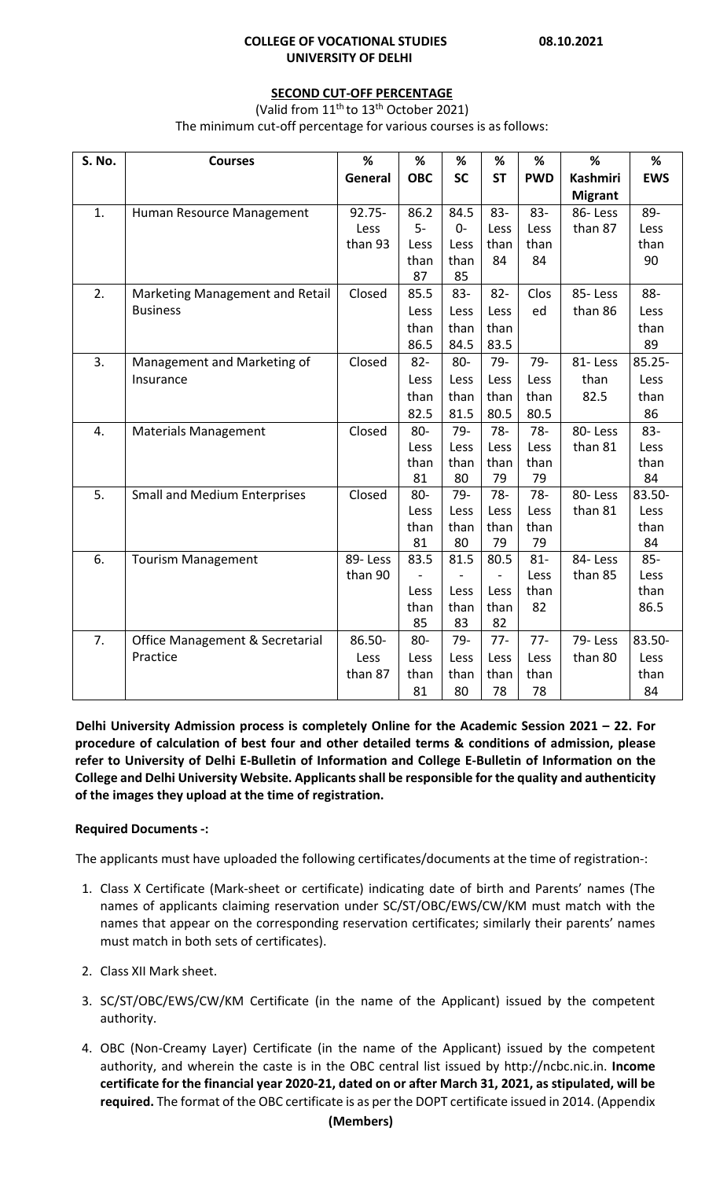**COLLEGE OF VOCATIONAL STUDIES** **08.10.2021**
**UNIVERSITY OF DELHI**

## SECOND CUT-OFF PERCENTAGE

(Valid from 11th to 13th October 2021)

The minimum cut-off percentage for various courses is as follows:

| S. No. | Courses | % General | % OBC | % SC | % ST | % PWD | % Kashmiri Migrant | % EWS |
|---|---|---|---|---|---|---|---|---|
| 1. | Human Resource Management | 92.75- Less than 93 | 86.25- Less than 87 | 84.50- Less than 85 | 83- Less than 84 | 83- Less than 84 | 86- Less than 87 | 89- Less than 90 |
| 2. | Marketing Management and Retail Business | Closed | 85.5 Less than 86.5 | 83- Less than 84.5 | 82- Less than 83.5 | Closed | 85- Less than 86 | 88- Less than 89 |
| 3. | Management and Marketing of Insurance | Closed | 82- Less than 82.5 | 80- Less than 81.5 | 79- Less than 80.5 | 79- Less than 80.5 | 81- Less than 82.5 | 85.25- Less than 86 |
| 4. | Materials Management | Closed | 80- Less than 81 | 79- Less than 80 | 78- Less than 79 | 78- Less than 79 | 80- Less than 81 | 83- Less than 84 |
| 5. | Small and Medium Enterprises | Closed | 80- Less than 81 | 79- Less than 80 | 78- Less than 79 | 78- Less than 79 | 80- Less than 81 | 83.50- Less than 84 |
| 6. | Tourism Management | 89- Less than 90 | 83.5 - Less than 85 | 81.5 - Less than 83 | 80.5 - Less than 82 | 81- Less than 82 | 84- Less than 85 | 85- Less than 86.5 |
| 7. | Office Management & Secretarial Practice | 86.50- Less than 87 | 80- Less than 81 | 79- Less than 80 | 77- Less than 78 | 77- Less than 78 | 79- Less than 80 | 83.50- Less than 84 |

**Delhi University Admission process is completely Online for the Academic Session 2021 – 22. For procedure of calculation of best four and other detailed terms & conditions of admission, please refer to University of Delhi E-Bulletin of Information and College E-Bulletin of Information on the College and Delhi University Website. Applicants shall be responsible for the quality and authenticity of the images they upload at the time of registration.**

**Required Documents -:**

The applicants must have uploaded the following certificates/documents at the time of registration-:

1. Class X Certificate (Mark-sheet or certificate) indicating date of birth and Parents' names (The names of applicants claiming reservation under SC/ST/OBC/EWS/CW/KM must match with the names that appear on the corresponding reservation certificates; similarly their parents' names must match in both sets of certificates).
2. Class XII Mark sheet.
3. SC/ST/OBC/EWS/CW/KM Certificate (in the name of the Applicant) issued by the competent authority.
4. OBC (Non-Creamy Layer) Certificate (in the name of the Applicant) issued by the competent authority, and wherein the caste is in the OBC central list issued by http://ncbc.nic.in. **Income certificate for the financial year 2020-21, dated on or after March 31, 2021, as stipulated, will be required.** The format of the OBC certificate is as per the DOPT certificate issued in 2014. (Appendix

**(Members)**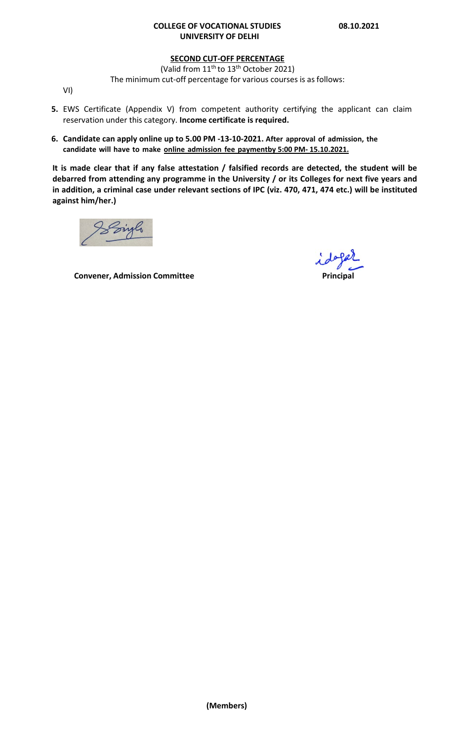**COLLEGE OF VOCATIONAL STUDIES** **08.10.2021**
**UNIVERSITY OF DELHI**

**SECOND CUT-OFF PERCENTAGE**

(Valid from 11th to 13th October 2021)

The minimum cut-off percentage for various courses is as follows:

VI)

5. EWS Certificate (Appendix V) from competent authority certifying the applicant can claim reservation under this category. **Income certificate is required.**

6. **Candidate can apply online up to 5.00 PM -13-10-2021. After approval of admission, the candidate will have to make online admission fee paymentby 5:00 PM- 15.10.2021.**

**It is made clear that if any false attestation / falsified records are detected, the student will be debarred from attending any programme in the University / or its Colleges for next five years and in addition, a criminal case under relevant sections of IPC (viz. 470, 471, 474 etc.) will be instituted against him/her.)**

**Convener, Admission Committee** **Principal**

**(Members)**